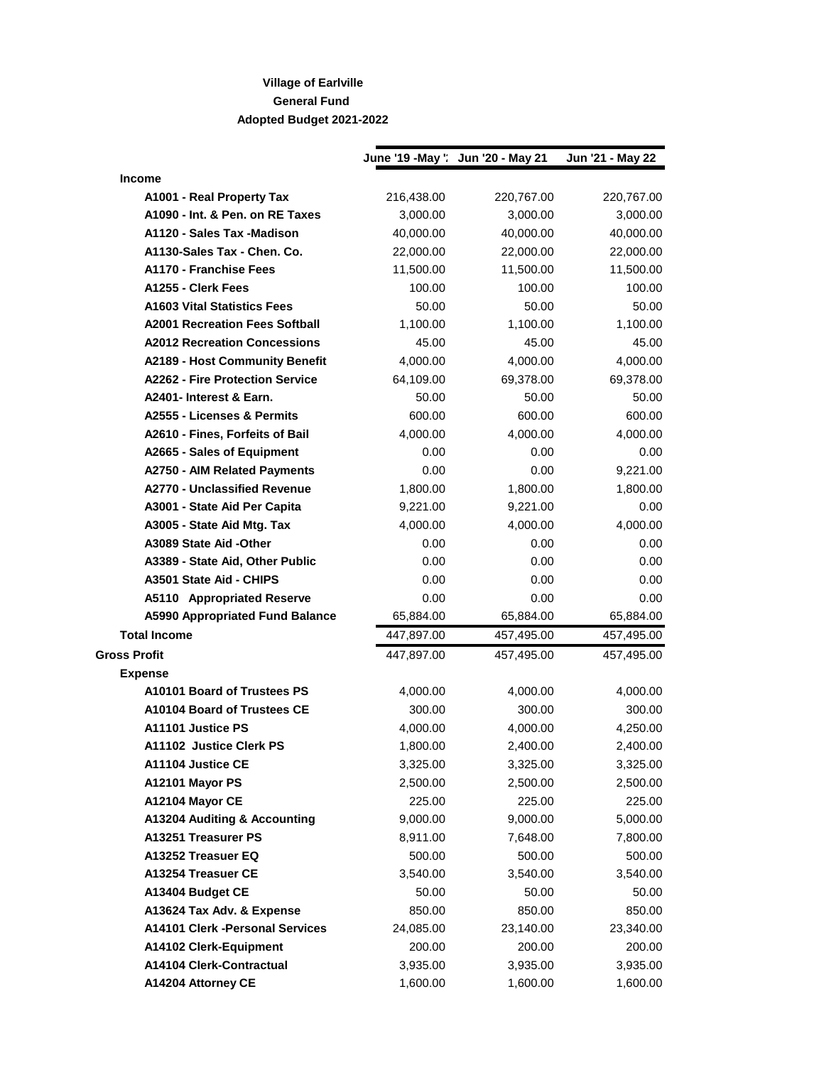**Village of Earlville**

**General Fund**

**Adopted Budget 2021-2022**

| | June '19 -May '2 | Jun '20 - May 21 | Jun '21 - May 22 |
|---|---|---|---|
| **Income** | | | |
| **A1001 - Real Property Tax** | 216,438.00 | 220,767.00 | 220,767.00 |
| **A1090 - Int. & Pen. on RE Taxes** | 3,000.00 | 3,000.00 | 3,000.00 |
| **A1120 - Sales Tax -Madison** | 40,000.00 | 40,000.00 | 40,000.00 |
| **A1130-Sales Tax - Chen. Co.** | 22,000.00 | 22,000.00 | 22,000.00 |
| **A1170 - Franchise Fees** | 11,500.00 | 11,500.00 | 11,500.00 |
| **A1255 - Clerk Fees** | 100.00 | 100.00 | 100.00 |
| **A1603 Vital Statistics Fees** | 50.00 | 50.00 | 50.00 |
| **A2001 Recreation Fees Softball** | 1,100.00 | 1,100.00 | 1,100.00 |
| **A2012 Recreation Concessions** | 45.00 | 45.00 | 45.00 |
| **A2189 - Host Community Benefit** | 4,000.00 | 4,000.00 | 4,000.00 |
| **A2262 - Fire Protection Service** | 64,109.00 | 69,378.00 | 69,378.00 |
| **A2401- Interest & Earn.** | 50.00 | 50.00 | 50.00 |
| **A2555 - Licenses & Permits** | 600.00 | 600.00 | 600.00 |
| **A2610 - Fines, Forfeits of Bail** | 4,000.00 | 4,000.00 | 4,000.00 |
| **A2665 - Sales of Equipment** | 0.00 | 0.00 | 0.00 |
| **A2750 - AIM Related Payments** | 0.00 | 0.00 | 9,221.00 |
| **A2770 - Unclassified Revenue** | 1,800.00 | 1,800.00 | 1,800.00 |
| **A3001 - State Aid Per Capita** | 9,221.00 | 9,221.00 | 0.00 |
| **A3005 - State Aid Mtg. Tax** | 4,000.00 | 4,000.00 | 4,000.00 |
| **A3089 State Aid -Other** | 0.00 | 0.00 | 0.00 |
| **A3389 - State Aid, Other Public** | 0.00 | 0.00 | 0.00 |
| **A3501 State Aid - CHIPS** | 0.00 | 0.00 | 0.00 |
| **A5110 Appropriated Reserve** | 0.00 | 0.00 | 0.00 |
| **A5990 Appropriated Fund Balance** | 65,884.00 | 65,884.00 | 65,884.00 |
| **Total Income** | 447,897.00 | 457,495.00 | 457,495.00 |
| **Gross Profit** | 447,897.00 | 457,495.00 | 457,495.00 |
| **Expense** | | | |
| **A10101 Board of Trustees PS** | 4,000.00 | 4,000.00 | 4,000.00 |
| **A10104 Board of Trustees CE** | 300.00 | 300.00 | 300.00 |
| **A11101 Justice PS** | 4,000.00 | 4,000.00 | 4,250.00 |
| **A11102 Justice Clerk PS** | 1,800.00 | 2,400.00 | 2,400.00 |
| **A11104 Justice CE** | 3,325.00 | 3,325.00 | 3,325.00 |
| **A12101 Mayor PS** | 2,500.00 | 2,500.00 | 2,500.00 |
| **A12104 Mayor CE** | 225.00 | 225.00 | 225.00 |
| **A13204 Auditing & Accounting** | 9,000.00 | 9,000.00 | 5,000.00 |
| **A13251 Treasurer PS** | 8,911.00 | 7,648.00 | 7,800.00 |
| **A13252 Treasuer EQ** | 500.00 | 500.00 | 500.00 |
| **A13254 Treasuer CE** | 3,540.00 | 3,540.00 | 3,540.00 |
| **A13404 Budget CE** | 50.00 | 50.00 | 50.00 |
| **A13624 Tax Adv. & Expense** | 850.00 | 850.00 | 850.00 |
| **A14101 Clerk -Personal Services** | 24,085.00 | 23,140.00 | 23,340.00 |
| **A14102 Clerk-Equipment** | 200.00 | 200.00 | 200.00 |
| **A14104 Clerk-Contractual** | 3,935.00 | 3,935.00 | 3,935.00 |
| **A14204 Attorney CE** | 1,600.00 | 1,600.00 | 1,600.00 |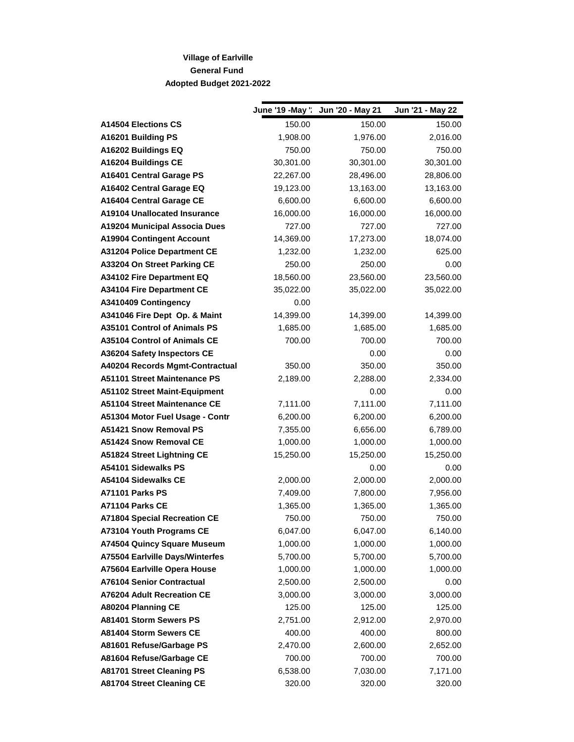**Village of Earlville**

**General Fund**

**Adopted Budget 2021-2022**

| | June '19 -May '2 | Jun '20 - May 21 | Jun '21 - May 22 |
|---|---|---|---|
| **A14504 Elections CS** | 150.00 | 150.00 | 150.00 |
| **A16201 Building PS** | 1,908.00 | 1,976.00 | 2,016.00 |
| **A16202 Buildings EQ** | 750.00 | 750.00 | 750.00 |
| **A16204 Buildings CE** | 30,301.00 | 30,301.00 | 30,301.00 |
| **A16401 Central Garage PS** | 22,267.00 | 28,496.00 | 28,806.00 |
| **A16402 Central Garage EQ** | 19,123.00 | 13,163.00 | 13,163.00 |
| **A16404 Central Garage CE** | 6,600.00 | 6,600.00 | 6,600.00 |
| **A19104 Unallocated Insurance** | 16,000.00 | 16,000.00 | 16,000.00 |
| **A19204 Municipal Associa Dues** | 727.00 | 727.00 | 727.00 |
| **A19904 Contingent Account** | 14,369.00 | 17,273.00 | 18,074.00 |
| **A31204 Police Department CE** | 1,232.00 | 1,232.00 | 625.00 |
| **A33204 On Street Parking CE** | 250.00 | 250.00 | 0.00 |
| **A34102 Fire Department EQ** | 18,560.00 | 23,560.00 | 23,560.00 |
| **A34104 Fire Department CE** | 35,022.00 | 35,022.00 | 35,022.00 |
| **A3410409 Contingency** | 0.00 | | |
| **A341046 Fire Dept Op. & Maint** | 14,399.00 | 14,399.00 | 14,399.00 |
| **A35101 Control of Animals PS** | 1,685.00 | 1,685.00 | 1,685.00 |
| **A35104 Control of Animals CE** | 700.00 | 700.00 | 700.00 |
| **A36204 Safety Inspectors CE** | | 0.00 | 0.00 |
| **A40204 Records Mgmt-Contractual** | 350.00 | 350.00 | 350.00 |
| **A51101 Street Maintenance PS** | 2,189.00 | 2,288.00 | 2,334.00 |
| **A51102 Street Maint-Equipment** | | 0.00 | 0.00 |
| **A51104 Street Maintenance CE** | 7,111.00 | 7,111.00 | 7,111.00 |
| **A51304 Motor Fuel Usage - Contr** | 6,200.00 | 6,200.00 | 6,200.00 |
| **A51421 Snow Removal PS** | 7,355.00 | 6,656.00 | 6,789.00 |
| **A51424 Snow Removal CE** | 1,000.00 | 1,000.00 | 1,000.00 |
| **A51824 Street Lightning CE** | 15,250.00 | 15,250.00 | 15,250.00 |
| **A54101 Sidewalks PS** | | 0.00 | 0.00 |
| **A54104 Sidewalks CE** | 2,000.00 | 2,000.00 | 2,000.00 |
| **A71101 Parks PS** | 7,409.00 | 7,800.00 | 7,956.00 |
| **A71104 Parks CE** | 1,365.00 | 1,365.00 | 1,365.00 |
| **A71804 Special Recreation CE** | 750.00 | 750.00 | 750.00 |
| **A73104 Youth Programs CE** | 6,047.00 | 6,047.00 | 6,140.00 |
| **A74504 Quincy Square Museum** | 1,000.00 | 1,000.00 | 1,000.00 |
| **A75504 Earlville Days/Winterfes** | 5,700.00 | 5,700.00 | 5,700.00 |
| **A75604 Earlville Opera House** | 1,000.00 | 1,000.00 | 1,000.00 |
| **A76104 Senior Contractual** | 2,500.00 | 2,500.00 | 0.00 |
| **A76204 Adult Recreation CE** | 3,000.00 | 3,000.00 | 3,000.00 |
| **A80204 Planning CE** | 125.00 | 125.00 | 125.00 |
| **A81401 Storm Sewers PS** | 2,751.00 | 2,912.00 | 2,970.00 |
| **A81404 Storm Sewers CE** | 400.00 | 400.00 | 800.00 |
| **A81601 Refuse/Garbage PS** | 2,470.00 | 2,600.00 | 2,652.00 |
| **A81604 Refuse/Garbage CE** | 700.00 | 700.00 | 700.00 |
| **A81701 Street Cleaning PS** | 6,538.00 | 7,030.00 | 7,171.00 |
| **A81704 Street Cleaning CE** | 320.00 | 320.00 | 320.00 |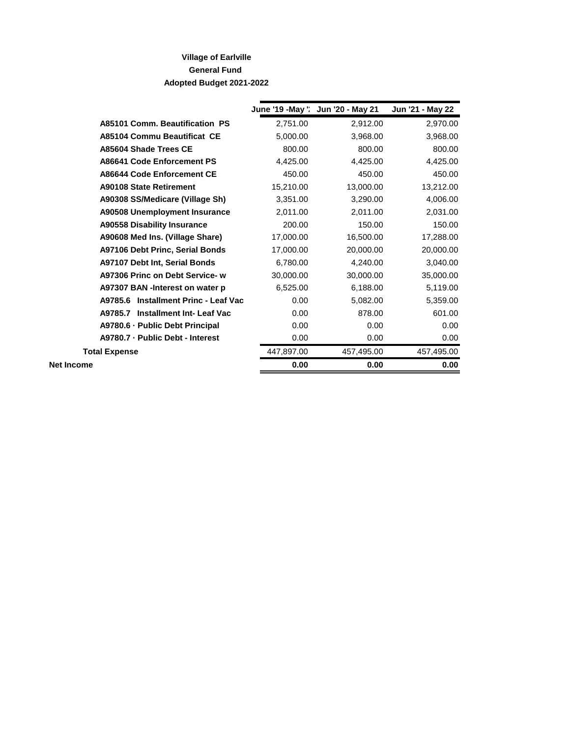**Village of Earlville**

**General Fund**

**Adopted Budget 2021-2022**

| | June '19 -May '2 | Jun '20 - May 21 | Jun '21 - May 22 |
|---|---|---|---|
| **A85101 Comm. Beautification PS** | 2,751.00 | 2,912.00 | 2,970.00 |
| **A85104 Commu Beautificat CE** | 5,000.00 | 3,968.00 | 3,968.00 |
| **A85604 Shade Trees CE** | 800.00 | 800.00 | 800.00 |
| **A86641 Code Enforcement PS** | 4,425.00 | 4,425.00 | 4,425.00 |
| **A86644 Code Enforcement CE** | 450.00 | 450.00 | 450.00 |
| **A90108 State Retirement** | 15,210.00 | 13,000.00 | 13,212.00 |
| **A90308 SS/Medicare (Village Sh)** | 3,351.00 | 3,290.00 | 4,006.00 |
| **A90508 Unemployment Insurance** | 2,011.00 | 2,011.00 | 2,031.00 |
| **A90558 Disability Insurance** | 200.00 | 150.00 | 150.00 |
| **A90608 Med Ins. (Village Share)** | 17,000.00 | 16,500.00 | 17,288.00 |
| **A97106 Debt Princ, Serial Bonds** | 17,000.00 | 20,000.00 | 20,000.00 |
| **A97107 Debt Int, Serial Bonds** | 6,780.00 | 4,240.00 | 3,040.00 |
| **A97306 Princ on Debt Service- w** | 30,000.00 | 30,000.00 | 35,000.00 |
| **A97307 BAN -Interest on water p** | 6,525.00 | 6,188.00 | 5,119.00 |
| **A9785.6 Installment Princ - Leaf Vac** | 0.00 | 5,082.00 | 5,359.00 |
| **A9785.7 Installment Int- Leaf Vac** | 0.00 | 878.00 | 601.00 |
| **A9780.6 · Public Debt Principal** | 0.00 | 0.00 | 0.00 |
| **A9780.7 · Public Debt - Interest** | 0.00 | 0.00 | 0.00 |
| **Total Expense** | 447,897.00 | 457,495.00 | 457,495.00 |
| **Net Income** | **0.00** | **0.00** | **0.00** |